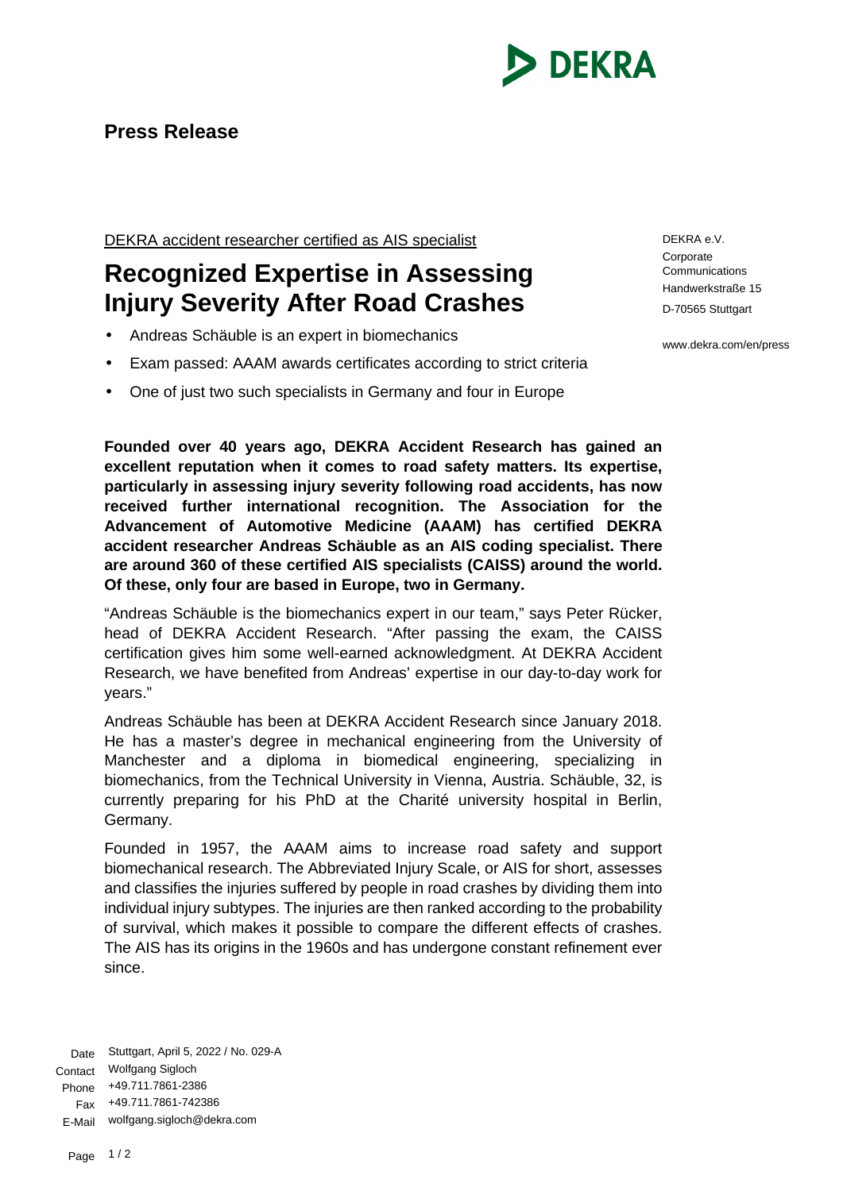DEKRA

**Press Release**

DEKRA e.V.
Corporate Communications
Handwerkstraße 15
D-70565 Stuttgart

www.dekra.com/en/press

DEKRA accident researcher certified as AIS specialist

# Recognized Expertise in Assessing Injury Severity After Road Crashes

- Andreas Schäuble is an expert in biomechanics
- Exam passed: AAAM awards certificates according to strict criteria
- One of just two such specialists in Germany and four in Europe

**Founded over 40 years ago, DEKRA Accident Research has gained an excellent reputation when it comes to road safety matters. Its expertise, particularly in assessing injury severity following road accidents, has now received further international recognition. The Association for the Advancement of Automotive Medicine (AAAM) has certified DEKRA accident researcher Andreas Schäuble as an AIS coding specialist. There are around 360 of these certified AIS specialists (CAISS) around the world. Of these, only four are based in Europe, two in Germany.**

"Andreas Schäuble is the biomechanics expert in our team," says Peter Rücker, head of DEKRA Accident Research. "After passing the exam, the CAISS certification gives him some well-earned acknowledgment. At DEKRA Accident Research, we have benefited from Andreas' expertise in our day-to-day work for years."

Andreas Schäuble has been at DEKRA Accident Research since January 2018. He has a master's degree in mechanical engineering from the University of Manchester and a diploma in biomedical engineering, specializing in biomechanics, from the Technical University in Vienna, Austria. Schäuble, 32, is currently preparing for his PhD at the Charité university hospital in Berlin, Germany.

Founded in 1957, the AAAM aims to increase road safety and support biomechanical research. The Abbreviated Injury Scale, or AIS for short, assesses and classifies the injuries suffered by people in road crashes by dividing them into individual injury subtypes. The injuries are then ranked according to the probability of survival, which makes it possible to compare the different effects of crashes. The AIS has its origins in the 1960s and has undergone constant refinement ever since.

Date: Stuttgart, April 5, 2022 / No. 029-A
Contact: Wolfgang Sigloch
Phone: +49.711.7861-2386
Fax: +49.711.7861-742386
E-Mail: wolfgang.sigloch@dekra.com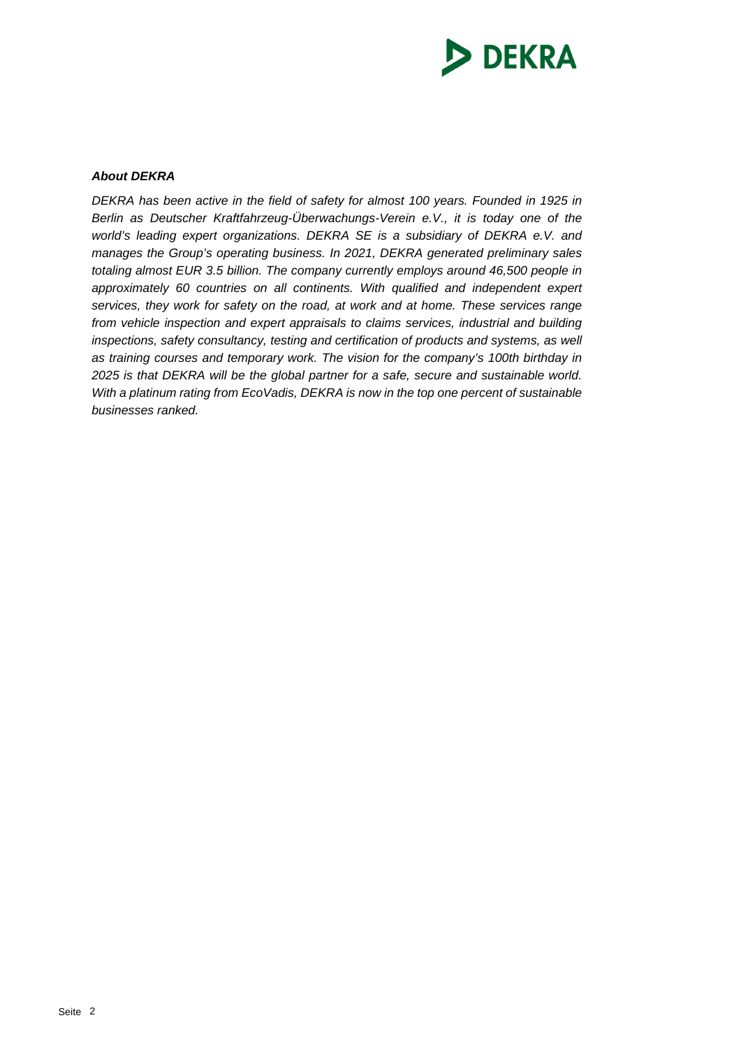***About DEKRA***

*DEKRA has been active in the field of safety for almost 100 years. Founded in 1925 in Berlin as Deutscher Kraftfahrzeug-Überwachungs-Verein e.V., it is today one of the world's leading expert organizations. DEKRA SE is a subsidiary of DEKRA e.V. and manages the Group's operating business. In 2021, DEKRA generated preliminary sales totaling almost EUR 3.5 billion. The company currently employs around 46,500 people in approximately 60 countries on all continents. With qualified and independent expert services, they work for safety on the road, at work and at home. These services range from vehicle inspection and expert appraisals to claims services, industrial and building inspections, safety consultancy, testing and certification of products and systems, as well as training courses and temporary work. The vision for the company's 100th birthday in 2025 is that DEKRA will be the global partner for a safe, secure and sustainable world. With a platinum rating from EcoVadis, DEKRA is now in the top one percent of sustainable businesses ranked.*